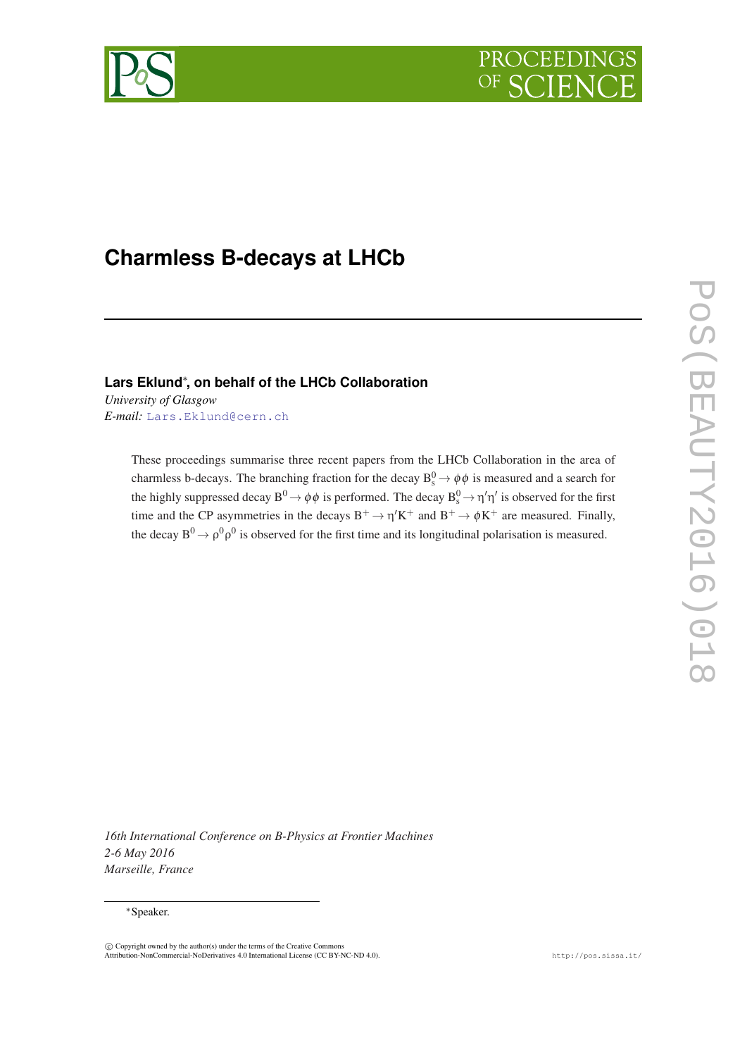# Charmless B-decays at LHCb

**Lars Eklund**[*]**, on behalf of the LHCb Collaboration**

*University of Glasgow*

*E-mail:* Lars.Eklund@cern.ch

These proceedings summarise three recent papers from the LHCb Collaboration in the area of charmless b-decays. The branching fraction for the decay $B_s^0 \to \phi\phi$ is measured and a search for the highly suppressed decay $B^0 \to \phi\phi$ is performed. The decay $B_s^0 \to \eta'\eta'$ is observed for the first time and the CP asymmetries in the decays $B^+ \to \eta' K^+$ and $B^+ \to \phi K^+$ are measured. Finally, the decay $B^0 \to \rho^0\rho^0$ is observed for the first time and its longitudinal polarisation is measured.

*16th International Conference on B-Physics at Frontier Machines*
*2-6 May 2016*
*Marseille, France*

[*] Speaker.

© Copyright owned by the author(s) under the terms of the Creative Commons Attribution-NonCommercial-NoDerivatives 4.0 International License (CC BY-NC-ND 4.0).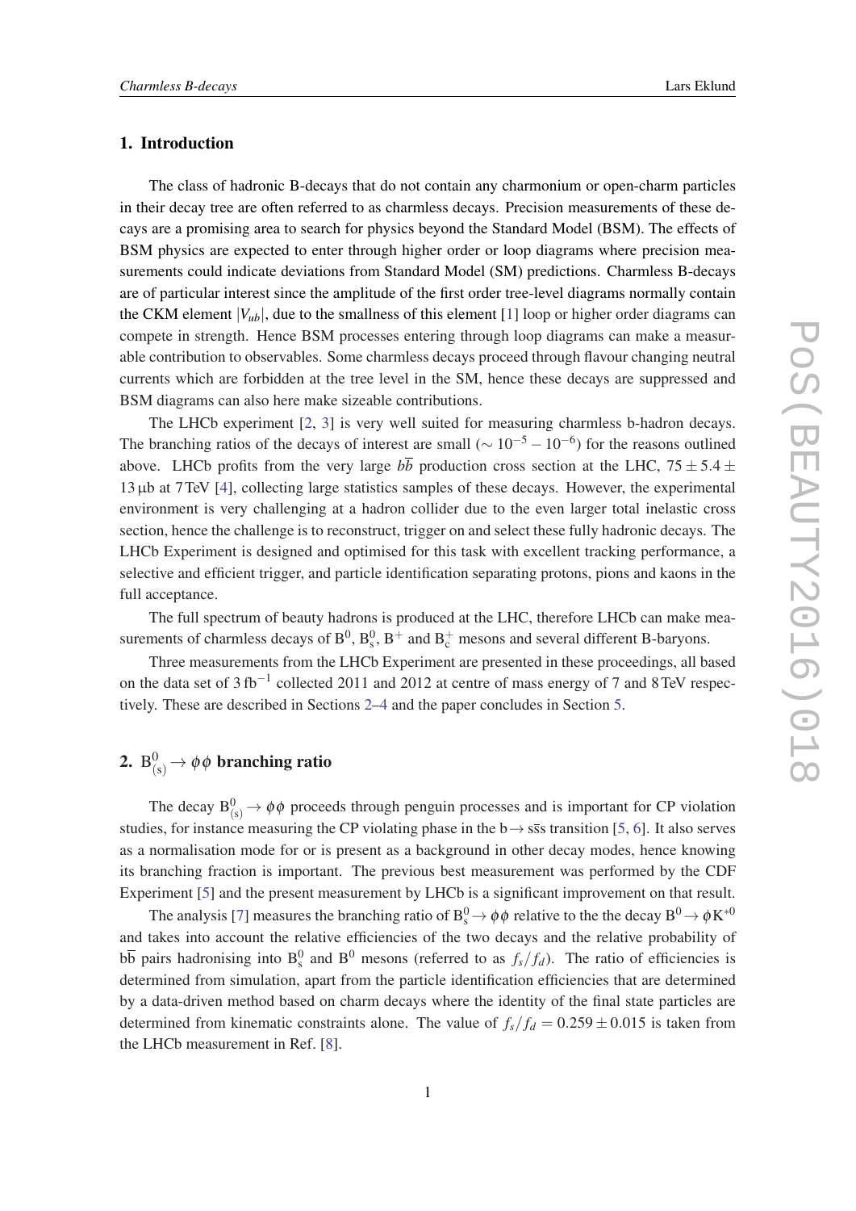## 1. Introduction

The class of hadronic B-decays that do not contain any charmonium or open-charm particles in their decay tree are often referred to as charmless decays. Precision measurements of these decays are a promising area to search for physics beyond the Standard Model (BSM). The effects of BSM physics are expected to enter through higher order or loop diagrams where precision measurements could indicate deviations from Standard Model (SM) predictions. Charmless B-decays are of particular interest since the amplitude of the first order tree-level diagrams normally contain the CKM element $|V_{ub}|$, due to the smallness of this element [1] loop or higher order diagrams can compete in strength. Hence BSM processes entering through loop diagrams can make a measurable contribution to observables. Some charmless decays proceed through flavour changing neutral currents which are forbidden at the tree level in the SM, hence these decays are suppressed and BSM diagrams can also here make sizeable contributions.

The LHCb experiment [2, 3] is very well suited for measuring charmless b-hadron decays. The branching ratios of the decays of interest are small ($\sim 10^{-5} - 10^{-6}$) for the reasons outlined above. LHCb profits from the very large $b\overline{b}$ production cross section at the LHC, $75 \pm 5.4 \pm 13\,\mu\text{b}$ at 7 TeV [4], collecting large statistics samples of these decays. However, the experimental environment is very challenging at a hadron collider due to the even larger total inelastic cross section, hence the challenge is to reconstruct, trigger on and select these fully hadronic decays. The LHCb Experiment is designed and optimised for this task with excellent tracking performance, a selective and efficient trigger, and particle identification separating protons, pions and kaons in the full acceptance.

The full spectrum of beauty hadrons is produced at the LHC, therefore LHCb can make measurements of charmless decays of $\mathrm{B}^0$, $\mathrm{B}^0_\mathrm{s}$, $\mathrm{B}^+$ and $\mathrm{B}^+_\mathrm{c}$ mesons and several different B-baryons.

Three measurements from the LHCb Experiment are presented in these proceedings, all based on the data set of $3\,\text{fb}^{-1}$ collected 2011 and 2012 at centre of mass energy of 7 and 8 TeV respectively. These are described in Sections 2–4 and the paper concludes in Section 5.

## 2. $\mathrm{B}^0_{(\mathrm{s})} \to \phi\phi$ branching ratio

The decay $\mathrm{B}^0_{(\mathrm{s})} \to \phi\phi$ proceeds through penguin processes and is important for CP violation studies, for instance measuring the CP violating phase in the $\mathrm{b} \to \mathrm{s}\overline{\mathrm{s}}\mathrm{s}$ transition [5, 6]. It also serves as a normalisation mode for or is present as a background in other decay modes, hence knowing its branching fraction is important. The previous best measurement was performed by the CDF Experiment [5] and the present measurement by LHCb is a significant improvement on that result.

The analysis [7] measures the branching ratio of $\mathrm{B}^0_\mathrm{s} \to \phi\phi$ relative to the the decay $\mathrm{B}^0 \to \phi\mathrm{K}^{*0}$ and takes into account the relative efficiencies of the two decays and the relative probability of $\mathrm{b}\overline{\mathrm{b}}$ pairs hadronising into $\mathrm{B}^0_\mathrm{s}$ and $\mathrm{B}^0$ mesons (referred to as $f_s/f_d$). The ratio of efficiencies is determined from simulation, apart from the particle identification efficiencies that are determined by a data-driven method based on charm decays where the identity of the final state particles are determined from kinematic constraints alone. The value of $f_s/f_d = 0.259 \pm 0.015$ is taken from the LHCb measurement in Ref. [8].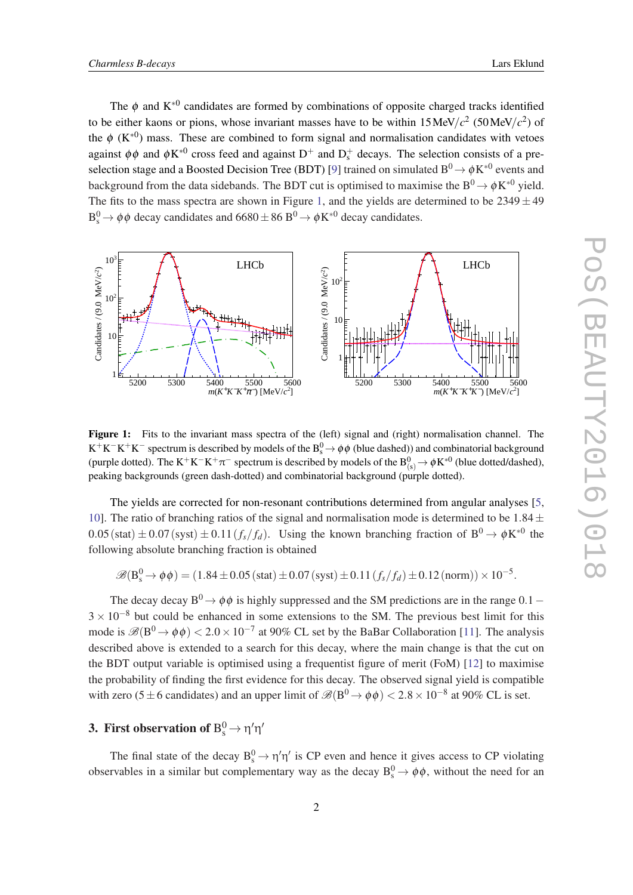The $\phi$ and $K^{*0}$ candidates are formed by combinations of opposite charged tracks identified to be either kaons or pions, whose invariant masses have to be within $15\,\mathrm{MeV}/c^2$ ($50\,\mathrm{MeV}/c^2$) of the $\phi$ ($K^{*0}$) mass. These are combined to form signal and normalisation candidates with vetoes against $\phi\phi$ and $\phi K^{*0}$ cross feed and against $D^+$ and $D_s^+$ decays. The selection consists of a pre-selection stage and a Boosted Decision Tree (BDT) [9] trained on simulated $B^0 \to \phi K^{*0}$ events and background from the data sidebands. The BDT cut is optimised to maximise the $B^0 \to \phi K^{*0}$ yield. The fits to the mass spectra are shown in Figure 1, and the yields are determined to be $2349 \pm 49$ $B_s^0 \to \phi\phi$ decay candidates and $6680 \pm 86$ $B^0 \to \phi K^{*0}$ decay candidates.

**Figure 1:** Fits to the invariant mass spectra of the (left) signal and (right) normalisation channel. The $K^+K^-K^+K^-$ spectrum is described by models of the $B_s^0 \to \phi\phi$ (blue dashed)) and combinatorial background (purple dotted). The $K^+K^-K^+\pi^-$ spectrum is described by models of the $B^0_{(s)} \to \phi K^{*0}$ (blue dotted/dashed), peaking backgrounds (green dash-dotted) and combinatorial background (purple dotted).

The yields are corrected for non-resonant contributions determined from angular analyses [5, 10]. The ratio of branching ratios of the signal and normalisation mode is determined to be $1.84 \pm 0.05\,(\mathrm{stat}) \pm 0.07\,(\mathrm{syst}) \pm 0.11\,(f_s/f_d)$. Using the known branching fraction of $B^0 \to \phi K^{*0}$ the following absolute branching fraction is obtained

$$\mathscr{B}(B_s^0 \to \phi\phi) = (1.84 \pm 0.05\,(\mathrm{stat}) \pm 0.07\,(\mathrm{syst}) \pm 0.11\,(f_s/f_d) \pm 0.12\,(\mathrm{norm})) \times 10^{-5}.$$

The decay decay $B^0 \to \phi\phi$ is highly suppressed and the SM predictions are in the range $0.1 - 3 \times 10^{-8}$ but could be enhanced in some extensions to the SM. The previous best limit for this mode is $\mathscr{B}(B^0 \to \phi\phi) < 2.0 \times 10^{-7}$ at 90% CL set by the BaBar Collaboration [11]. The analysis described above is extended to a search for this decay, where the main change is that the cut on the BDT output variable is optimised using a frequentist figure of merit (FoM) [12] to maximise the probability of finding the first evidence for this decay. The observed signal yield is compatible with zero ($5 \pm 6$ candidates) and an upper limit of $\mathscr{B}(B^0 \to \phi\phi) < 2.8 \times 10^{-8}$ at 90% CL is set.

## 3. First observation of $B_s^0 \to \eta'\eta'$

The final state of the decay $B_s^0 \to \eta'\eta'$ is CP even and hence it gives access to CP violating observables in a similar but complementary way as the decay $B_s^0 \to \phi\phi$, without the need for an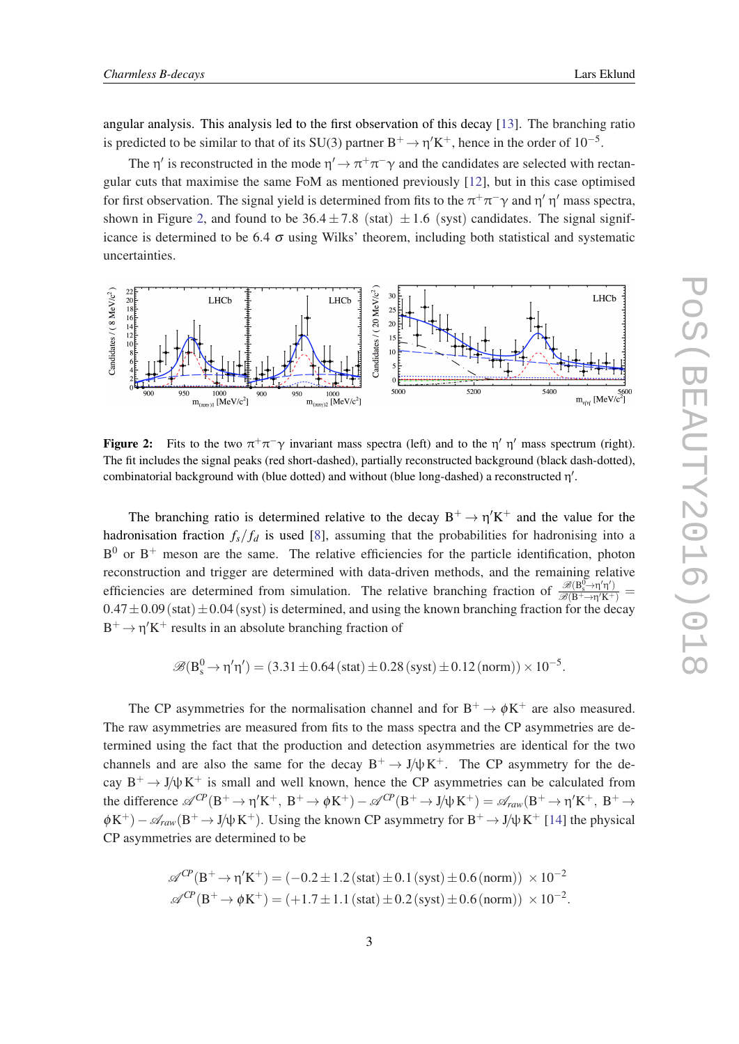angular analysis. This analysis led to the first observation of this decay [13]. The branching ratio is predicted to be similar to that of its SU(3) partner $B^+ \to \eta' K^+$, hence in the order of $10^{-5}$.

The $\eta'$ is reconstructed in the mode $\eta' \to \pi^+\pi^-\gamma$ and the candidates are selected with rectangular cuts that maximise the same FoM as mentioned previously [12], but in this case optimised for first observation. The signal yield is determined from fits to the $\pi^+\pi^-\gamma$ and $\eta'\,\eta'$ mass spectra, shown in Figure 2, and found to be $36.4 \pm 7.8$ (stat) $\pm 1.6$ (syst) candidates. The signal significance is determined to be 6.4 $\sigma$ using Wilks' theorem, including both statistical and systematic uncertainties.

**Figure 2:** Fits to the two $\pi^+\pi^-\gamma$ invariant mass spectra (left) and to the $\eta'\,\eta'$ mass spectrum (right). The fit includes the signal peaks (red short-dashed), partially reconstructed background (black dash-dotted), combinatorial background with (blue dotted) and without (blue long-dashed) a reconstructed $\eta'$.

The branching ratio is determined relative to the decay $B^+ \to \eta' K^+$ and the value for the hadronisation fraction $f_s/f_d$ is used [8], assuming that the probabilities for hadronising into a $B^0$ or $B^+$ meson are the same. The relative efficiencies for the particle identification, photon reconstruction and trigger are determined with data-driven methods, and the remaining relative efficiencies are determined from simulation. The relative branching fraction of $\frac{\mathscr{B}(B_s^0 \to \eta'\eta')}{\mathscr{B}(B^+ \to \eta' K^+)} = 0.47 \pm 0.09\,(\text{stat}) \pm 0.04\,(\text{syst})$ is determined, and using the known branching fraction for the decay $B^+ \to \eta' K^+$ results in an absolute branching fraction of

$$\mathscr{B}(B_s^0 \to \eta'\eta') = (3.31 \pm 0.64\,(\text{stat}) \pm 0.28\,(\text{syst}) \pm 0.12\,(\text{norm})) \times 10^{-5}.$$

The CP asymmetries for the normalisation channel and for $B^+ \to \phi K^+$ are also measured. The raw asymmetries are measured from fits to the mass spectra and the CP asymmetries are determined using the fact that the production and detection asymmetries are identical for the two channels and are also the same for the decay $B^+ \to J/\psi\,K^+$. The CP asymmetry for the decay $B^+ \to J/\psi\,K^+$ is small and well known, hence the CP asymmetries can be calculated from the difference $\mathscr{A}^{CP}(B^+ \to \eta' K^+,\ B^+ \to \phi K^+) - \mathscr{A}^{CP}(B^+ \to J/\psi\,K^+) = \mathscr{A}_{raw}(B^+ \to \eta' K^+,\ B^+ \to \phi K^+) - \mathscr{A}_{raw}(B^+ \to J/\psi\,K^+)$. Using the known CP asymmetry for $B^+ \to J/\psi\,K^+$ [14] the physical CP asymmetries are determined to be

$$\mathscr{A}^{CP}(B^+ \to \eta' K^+) = (-0.2 \pm 1.2\,(\text{stat}) \pm 0.1\,(\text{syst}) \pm 0.6\,(\text{norm})) \times 10^{-2}$$
$$\mathscr{A}^{CP}(B^+ \to \phi K^+) = (+1.7 \pm 1.1\,(\text{stat}) \pm 0.2\,(\text{syst}) \pm 0.6\,(\text{norm})) \times 10^{-2}.$$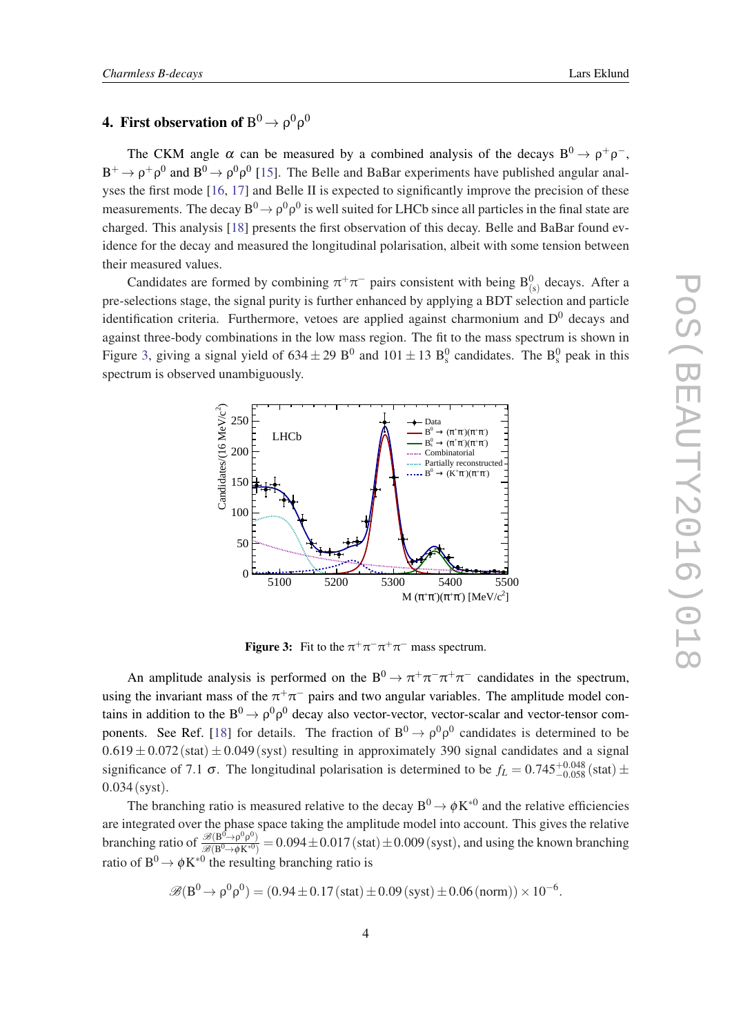## 4. First observation of $B^0 \to \rho^0\rho^0$

The CKM angle $\alpha$ can be measured by a combined analysis of the decays $B^0 \to \rho^+\rho^-$, $B^+ \to \rho^+\rho^0$ and $B^0 \to \rho^0\rho^0$ [15]. The Belle and BaBar experiments have published angular analyses the first mode [16, 17] and Belle II is expected to significantly improve the precision of these measurements. The decay $B^0 \to \rho^0\rho^0$ is well suited for LHCb since all particles in the final state are charged. This analysis [18] presents the first observation of this decay. Belle and BaBar found evidence for the decay and measured the longitudinal polarisation, albeit with some tension between their measured values.

Candidates are formed by combining $\pi^+\pi^-$ pairs consistent with being $B^0_{(s)}$ decays. After a pre-selections stage, the signal purity is further enhanced by applying a BDT selection and particle identification criteria. Furthermore, vetoes are applied against charmonium and $D^0$ decays and against three-body combinations in the low mass region. The fit to the mass spectrum is shown in Figure 3, giving a signal yield of $634 \pm 29$ $B^0$ and $101 \pm 13$ $B^0_s$ candidates. The $B^0_s$ peak in this spectrum is observed unambiguously.

**Figure 3:** Fit to the $\pi^+\pi^-\pi^+\pi^-$ mass spectrum.

An amplitude analysis is performed on the $B^0 \to \pi^+\pi^-\pi^+\pi^-$ candidates in the spectrum, using the invariant mass of the $\pi^+\pi^-$ pairs and two angular variables. The amplitude model contains in addition to the $B^0 \to \rho^0\rho^0$ decay also vector-vector, vector-scalar and vector-tensor components. See Ref. [18] for details. The fraction of $B^0 \to \rho^0\rho^0$ candidates is determined to be $0.619 \pm 0.072\,(\text{stat}) \pm 0.049\,(\text{syst})$ resulting in approximately 390 signal candidates and a signal significance of 7.1 $\sigma$. The longitudinal polarisation is determined to be $f_L = 0.745^{+0.048}_{-0.058}\,(\text{stat}) \pm 0.034\,(\text{syst})$.

The branching ratio is measured relative to the decay $B^0 \to \phi K^{*0}$ and the relative efficiencies are integrated over the phase space taking the amplitude model into account. This gives the relative branching ratio of $\frac{\mathscr{B}(B^0 \to \rho^0\rho^0)}{\mathscr{B}(B^0 \to \phi K^{*0})} = 0.094 \pm 0.017\,(\text{stat}) \pm 0.009\,(\text{syst})$, and using the known branching ratio of $B^0 \to \phi K^{*0}$ the resulting branching ratio is

$$\mathscr{B}(B^0 \to \rho^0\rho^0) = (0.94 \pm 0.17\,(\text{stat}) \pm 0.09\,(\text{syst}) \pm 0.06\,(\text{norm})) \times 10^{-6}.$$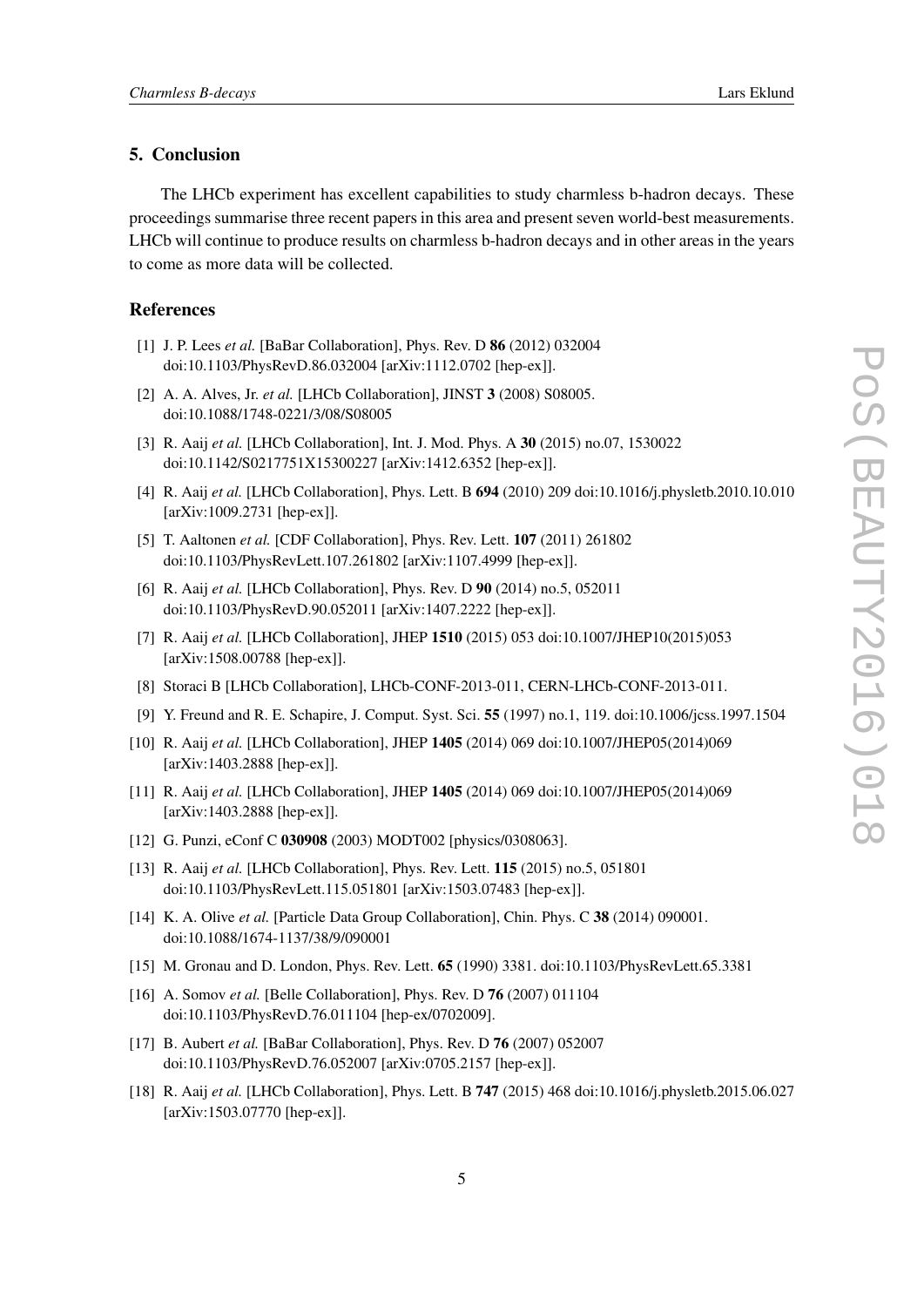## 5. Conclusion

The LHCb experiment has excellent capabilities to study charmless b-hadron decays. These proceedings summarise three recent papers in this area and present seven world-best measurements. LHCb will continue to produce results on charmless b-hadron decays and in other areas in the years to come as more data will be collected.

## References

[1] J. P. Lees *et al.* [BaBar Collaboration], Phys. Rev. D **86** (2012) 032004 doi:10.1103/PhysRevD.86.032004 [arXiv:1112.0702 [hep-ex]].

[2] A. A. Alves, Jr. *et al.* [LHCb Collaboration], JINST **3** (2008) S08005. doi:10.1088/1748-0221/3/08/S08005

[3] R. Aaij *et al.* [LHCb Collaboration], Int. J. Mod. Phys. A **30** (2015) no.07, 1530022 doi:10.1142/S0217751X15300227 [arXiv:1412.6352 [hep-ex]].

[4] R. Aaij *et al.* [LHCb Collaboration], Phys. Lett. B **694** (2010) 209 doi:10.1016/j.physletb.2010.10.010 [arXiv:1009.2731 [hep-ex]].

[5] T. Aaltonen *et al.* [CDF Collaboration], Phys. Rev. Lett. **107** (2011) 261802 doi:10.1103/PhysRevLett.107.261802 [arXiv:1107.4999 [hep-ex]].

[6] R. Aaij *et al.* [LHCb Collaboration], Phys. Rev. D **90** (2014) no.5, 052011 doi:10.1103/PhysRevD.90.052011 [arXiv:1407.2222 [hep-ex]].

[7] R. Aaij *et al.* [LHCb Collaboration], JHEP **1510** (2015) 053 doi:10.1007/JHEP10(2015)053 [arXiv:1508.00788 [hep-ex]].

[8] Storaci B [LHCb Collaboration], LHCb-CONF-2013-011, CERN-LHCb-CONF-2013-011.

[9] Y. Freund and R. E. Schapire, J. Comput. Syst. Sci. **55** (1997) no.1, 119. doi:10.1006/jcss.1997.1504

[10] R. Aaij *et al.* [LHCb Collaboration], JHEP **1405** (2014) 069 doi:10.1007/JHEP05(2014)069 [arXiv:1403.2888 [hep-ex]].

[11] R. Aaij *et al.* [LHCb Collaboration], JHEP **1405** (2014) 069 doi:10.1007/JHEP05(2014)069 [arXiv:1403.2888 [hep-ex]].

[12] G. Punzi, eConf C **030908** (2003) MODT002 [physics/0308063].

[13] R. Aaij *et al.* [LHCb Collaboration], Phys. Rev. Lett. **115** (2015) no.5, 051801 doi:10.1103/PhysRevLett.115.051801 [arXiv:1503.07483 [hep-ex]].

[14] K. A. Olive *et al.* [Particle Data Group Collaboration], Chin. Phys. C **38** (2014) 090001. doi:10.1088/1674-1137/38/9/090001

[15] M. Gronau and D. London, Phys. Rev. Lett. **65** (1990) 3381. doi:10.1103/PhysRevLett.65.3381

[16] A. Somov *et al.* [Belle Collaboration], Phys. Rev. D **76** (2007) 011104 doi:10.1103/PhysRevD.76.011104 [hep-ex/0702009].

[17] B. Aubert *et al.* [BaBar Collaboration], Phys. Rev. D **76** (2007) 052007 doi:10.1103/PhysRevD.76.052007 [arXiv:0705.2157 [hep-ex]].

[18] R. Aaij *et al.* [LHCb Collaboration], Phys. Lett. B **747** (2015) 468 doi:10.1016/j.physletb.2015.06.027 [arXiv:1503.07770 [hep-ex]].